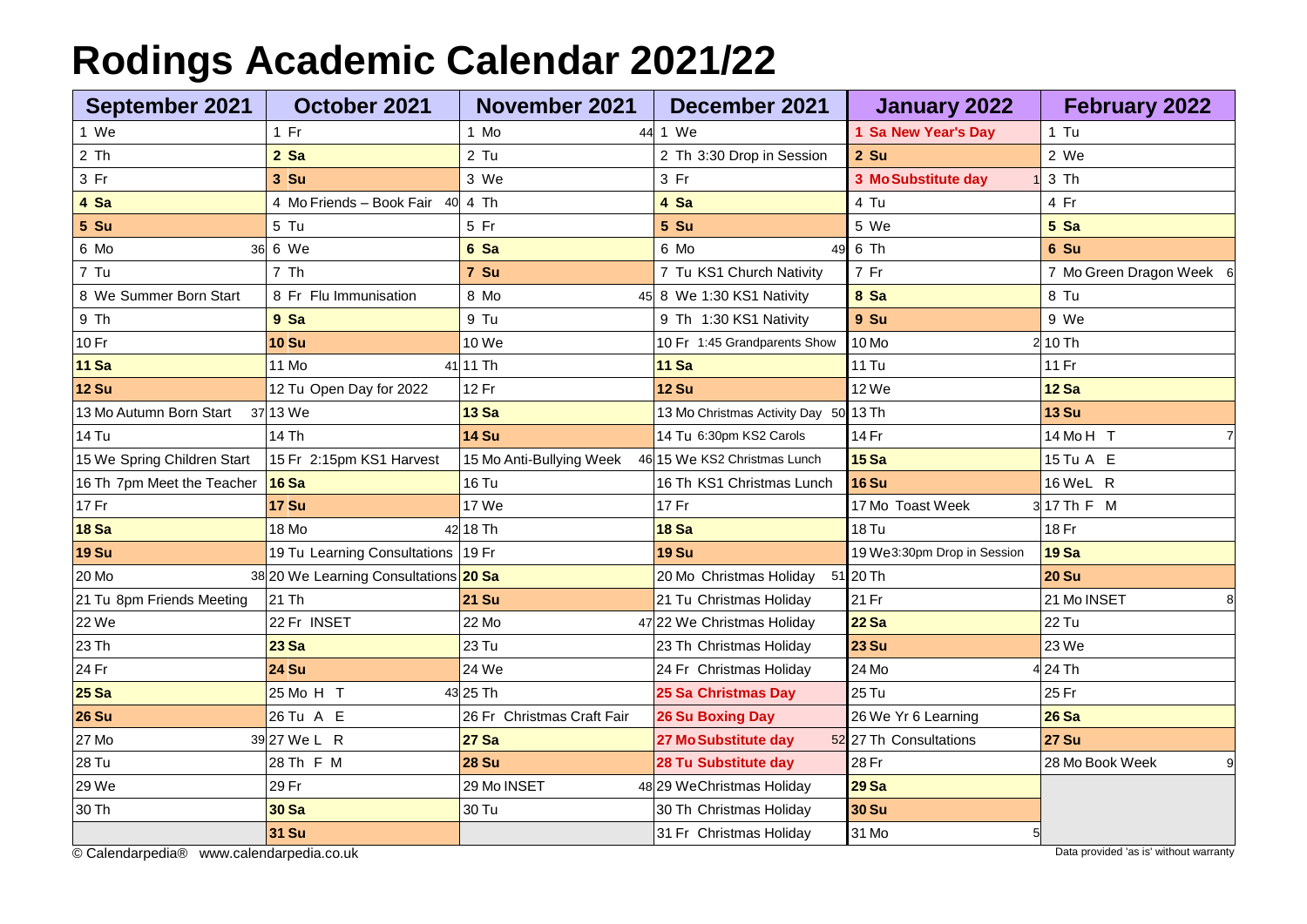# Rodings Academic Calendar 2021/22

| September 2021 | October 2021 | November 2021 | December 2021 | January 2022 | February 2022 |
|---|---|---|---|---|---|
| 1 We | 1 Fr | 1 Mo 44 | 1 We | **1 Sa New Year's Day** | 1 Tu |
| 2 Th | **2 Sa** | 2 Tu | 2 Th 3:30 Drop in Session | **2 Su** | 2 We |
| 3 Fr | **3 Su** | 3 We | 3 Fr | **3 Mo Substitute day** 1 | 3 Th |
| **4 Sa** | 4 Mo Friends – Book Fair 40 | 4 Th | **4 Sa** | 4 Tu | 4 Fr |
| **5 Su** | 5 Tu | 5 Fr | **5 Su** | 5 We | **5 Sa** |
| 6 Mo 36 | 6 We | **6 Sa** | 6 Mo 49 | 6 Th | **6 Su** |
| 7 Tu | 7 Th | **7 Su** | 7 Tu KS1 Church Nativity | 7 Fr | 7 Mo Green Dragon Week 6 |
| 8 We Summer Born Start | 8 Fr Flu Immunisation | 8 Mo 45 | 8 We 1:30 KS1 Nativity | **8 Sa** | 8 Tu |
| 9 Th | **9 Sa** | 9 Tu | 9 Th 1:30 KS1 Nativity | **9 Su** | 9 We |
| 10 Fr | **10 Su** | 10 We | 10 Fr 1:45 Grandparents Show | 10 Mo 2 | 10 Th |
| **11 Sa** | 11 Mo 41 | 11 Th | **11 Sa** | 11 Tu | 11 Fr |
| **12 Su** | 12 Tu Open Day for 2022 | 12 Fr | **12 Su** | 12 We | **12 Sa** |
| 13 Mo Autumn Born Start 37 | 13 We | **13 Sa** | 13 Mo Christmas Activity Day 50 | 13 Th | **13 Su** |
| 14 Tu | 14 Th | **14 Su** | 14 Tu 6:30pm KS2 Carols | 14 Fr | 14 Mo H T 7 |
| 15 We Spring Children Start | 15 Fr 2:15pm KS1 Harvest | 15 Mo Anti-Bullying Week 46 | 15 We KS2 Christmas Lunch | **15 Sa** | 15 Tu A E |
| 16 Th 7pm Meet the Teacher | **16 Sa** | 16 Tu | 16 Th KS1 Christmas Lunch | **16 Su** | 16 We L R |
| 17 Fr | **17 Su** | 17 We | 17 Fr | 17 Mo Toast Week 3 | 17 Th F M |
| **18 Sa** | 18 Mo 42 | 18 Th | **18 Sa** | 18 Tu | 18 Fr |
| **19 Su** | 19 Tu Learning Consultations | 19 Fr | **19 Su** | 19 We 3:30pm Drop in Session | **19 Sa** |
| 20 Mo 38 | 20 We Learning Consultations | **20 Sa** | 20 Mo Christmas Holiday 51 | 20 Th | **20 Su** |
| 21 Tu 8pm Friends Meeting | 21 Th | **21 Su** | 21 Tu Christmas Holiday | 21 Fr | 21 Mo INSET 8 |
| 22 We | 22 Fr INSET | 22 Mo 47 | 22 We Christmas Holiday | **22 Sa** | 22 Tu |
| 23 Th | **23 Sa** | 23 Tu | 23 Th Christmas Holiday | **23 Su** | 23 We |
| 24 Fr | **24 Su** | 24 We | 24 Fr Christmas Holiday | 24 Mo 4 | 24 Th |
| **25 Sa** | 25 Mo H T 43 | 25 Th | **25 Sa Christmas Day** | 25 Tu | 25 Fr |
| **26 Su** | 26 Tu A E | 26 Fr Christmas Craft Fair | **26 Su Boxing Day** | 26 We Yr 6 Learning | **26 Sa** |
| 27 Mo 39 | 27 We L R | **27 Sa** | **27 Mo Substitute day** 52 | 27 Th Consultations | **27 Su** |
| 28 Tu | 28 Th F M | **28 Su** | **28 Tu Substitute day** | 28 Fr | 28 Mo Book Week 9 |
| 29 We | 29 Fr | 29 Mo INSET 48 | 29 We Christmas Holiday | **29 Sa** | |
| 30 Th | **30 Sa** | 30 Tu | 30 Th Christmas Holiday | **30 Su** | |
| | **31 Su** | | 31 Fr Christmas Holiday | 31 Mo 5 | |

© Calendarpedia® www.calendarpedia.co.uk

Data provided 'as is' without warranty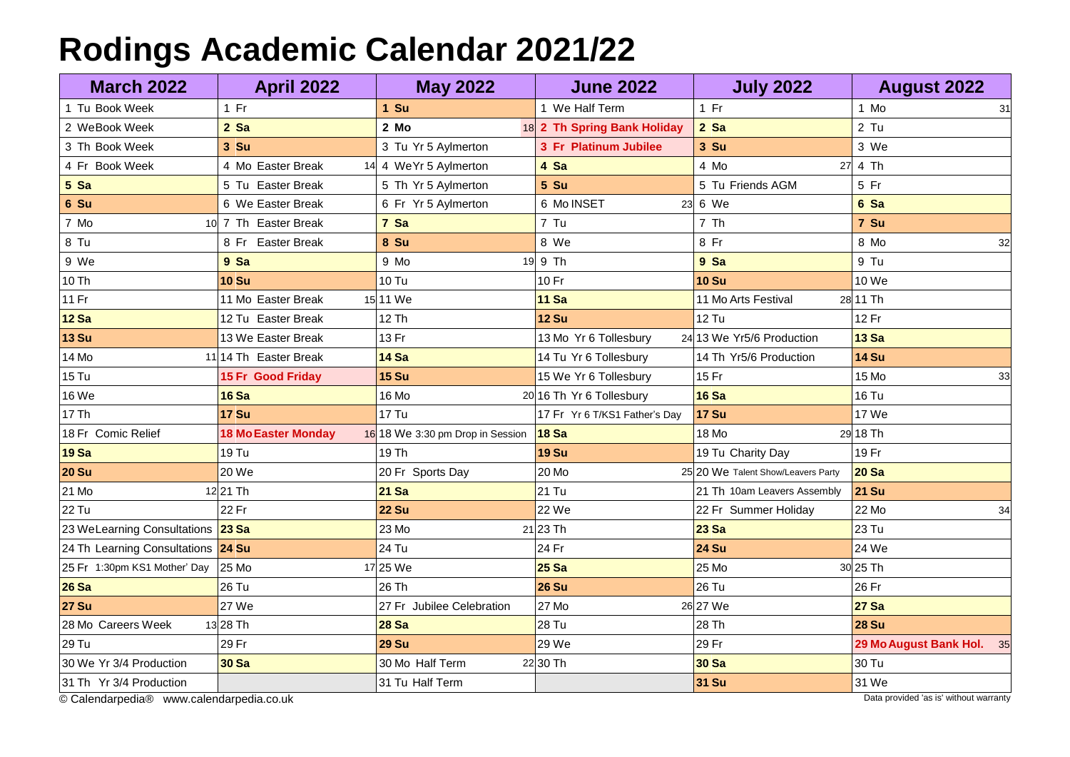# Rodings Academic Calendar 2021/22

| March 2022 | April 2022 | May 2022 | June 2022 | July 2022 | August 2022 |
|---|---|---|---|---|---|
| 1 Tu Book Week | 1 Fr | **1 Su** | 1 We Half Term | 1 Fr | 1 Mo 31 |
| 2 We Book Week | **2 Sa** | **2 Mo** 18 | **2 Th Spring Bank Holiday** | **2 Sa** | 2 Tu |
| 3 Th Book Week | **3 Su** | 3 Tu Yr 5 Aylmerton | **3 Fr Platinum Jubilee** | **3 Su** | 3 We |
| 4 Fr Book Week | 4 Mo Easter Break 14 | 4 We Yr 5 Aylmerton | **4 Sa** | 4 Mo 27 | 4 Th |
| **5 Sa** | 5 Tu Easter Break | 5 Th Yr 5 Aylmerton | **5 Su** | 5 Tu Friends AGM | 5 Fr |
| **6 Su** | 6 We Easter Break | 6 Fr Yr 5 Aylmerton | 6 Mo INSET 23 | 6 We | **6 Sa** |
| 7 Mo 10 | 7 Th Easter Break | **7 Sa** | 7 Tu | 7 Th | **7 Su** |
| 8 Tu | 8 Fr Easter Break | **8 Su** | 8 We | 8 Fr | 8 Mo 32 |
| 9 We | **9 Sa** | 9 Mo 19 | 9 Th | **9 Sa** | 9 Tu |
| 10 Th | **10 Su** | 10 Tu | 10 Fr | **10 Su** | 10 We |
| 11 Fr | 11 Mo Easter Break 15 | 11 We | **11 Sa** | 11 Mo Arts Festival 28 | 11 Th |
| **12 Sa** | 12 Tu Easter Break | 12 Th | **12 Su** | 12 Tu | 12 Fr |
| **13 Su** | 13 We Easter Break | 13 Fr | 13 Mo Yr 6 Tollesbury 24 | 13 We Yr5/6 Production | **13 Sa** |
| 14 Mo 11 | 14 Th Easter Break | **14 Sa** | 14 Tu Yr 6 Tollesbury | 14 Th Yr5/6 Production | **14 Su** |
| 15 Tu | **15 Fr Good Friday** | **15 Su** | 15 We Yr 6 Tollesbury | 15 Fr | 15 Mo 33 |
| 16 We | **16 Sa** | 16 Mo 20 | 16 Th Yr 6 Tollesbury | **16 Sa** | 16 Tu |
| 17 Th | **17 Su** | 17 Tu | 17 Fr Yr 6 T/KS1 Father's Day | **17 Su** | 17 We |
| 18 Fr Comic Relief | **18 Mo Easter Monday** 16 | 18 We 3:30 pm Drop in Session | **18 Sa** | 18 Mo 29 | 18 Th |
| **19 Sa** | 19 Tu | 19 Th | **19 Su** | 19 Tu Charity Day | 19 Fr |
| **20 Su** | 20 We | 20 Fr Sports Day | 20 Mo 25 | 20 We Talent Show/Leavers Party | **20 Sa** |
| 21 Mo 12 | 21 Th | **21 Sa** | 21 Tu | 21 Th 10am Leavers Assembly | **21 Su** |
| 22 Tu | 22 Fr | **22 Su** | 22 We | 22 Fr Summer Holiday | 22 Mo 34 |
| 23 We Learning Consultations | **23 Sa** | 23 Mo 21 | 23 Th | **23 Sa** | 23 Tu |
| 24 Th Learning Consultations | **24 Su** | 24 Tu | 24 Fr | **24 Su** | 24 We |
| 25 Fr 1:30pm KS1 Mother' Day | 25 Mo 17 | 25 We | **25 Sa** | 25 Mo 30 | 25 Th |
| **26 Sa** | 26 Tu | 26 Th | **26 Su** | 26 Tu | 26 Fr |
| **27 Su** | 27 We | 27 Fr Jubilee Celebration | 27 Mo 26 | 27 We | **27 Sa** |
| 28 Mo Careers Week 13 | 28 Th | **28 Sa** | 28 Tu | 28 Th | **28 Su** |
| 29 Tu | 29 Fr | **29 Su** | 29 We | 29 Fr | **29 Mo August Bank Hol.** 35 |
| 30 We Yr 3/4 Production | **30 Sa** | 30 Mo Half Term 22 | 30 Th | **30 Sa** | 30 Tu |
| 31 Th Yr 3/4 Production | | 31 Tu Half Term | | **31 Su** | 31 We |

© Calendarpedia® www.calendarpedia.co.uk

Data provided 'as is' without warranty